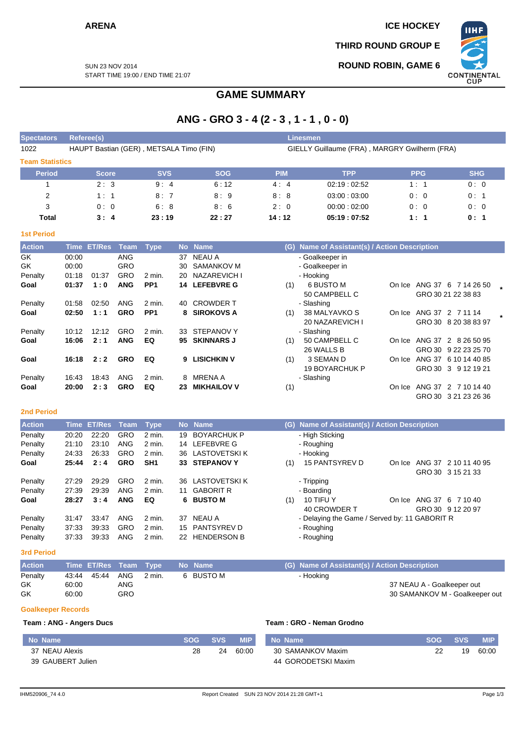ARENA

ICE HOCKEY

THIRD ROUND GROUP E

ROUND ROBIN, GAME 6

SUN 23 NOV 2014
START TIME 19:00 / END TIME 21:07

# GAME SUMMARY

## ANG - GRO 3 - 4 (2 - 3 , 1 - 1 , 0 - 0)

| Spectators | Referee(s) | Linesmen |
|---|---|---|
| 1022 | HAUPT Bastian (GER) , METSALA Timo (FIN) | GIELLY Guillaume (FRA) , MARGRY Gwilherm (FRA) |

### Team Statistics

| Period | Score | SVS | SOG | PIM | TPP | PPG | SHG |
|---|---|---|---|---|---|---|---|
| 1 | 2 : 3 | 9 : 4 | 6 : 12 | 4 : 4 | 02:19 : 02:52 | 1 : 1 | 0 : 0 |
| 2 | 1 : 1 | 8 : 7 | 8 : 9 | 8 : 8 | 03:00 : 03:00 | 0 : 0 | 0 : 1 |
| 3 | 0 : 0 | 6 : 8 | 8 : 6 | 2 : 0 | 00:00 : 02:00 | 0 : 0 | 0 : 0 |
| **Total** | **3 : 4** | **23 : 19** | **22 : 27** | **14 : 12** | **05:19 : 07:52** | **1 : 1** | **0 : 1** |

### 1st Period

| Action | Time | ET/Res | Team | Type | No | Name | (G) | Name of Assistant(s) / Action Description | On Ice | |
|---|---|---|---|---|---|---|---|---|---|---|
| GK | 00:00 | | ANG | | 37 | NEAU A | | - Goalkeeper in | | |
| GK | 00:00 | | GRO | | 30 | SAMANKOV M | | - Goalkeeper in | | |
| Penalty | 01:18 | 01:37 | GRO | 2 min. | 20 | NAZAREVICH I | | - Hooking | | |
| **Goal** | **01:37** | **1 : 0** | **ANG** | **PP1** | **14** | **LEFEBVRE G** | (1) | 6 BUSTO M<br>50 CAMPBELL C | On Ice ANG 37 6 7 14 26 50<br>GRO 30 21 22 38 83 | * |
| Penalty | 01:58 | 02:50 | ANG | 2 min. | 40 | CROWDER T | | - Slashing | | |
| **Goal** | **02:50** | **1 : 1** | **GRO** | **PP1** | **8** | **SIROKOVS A** | (1) | 38 MALYAVKO S<br>20 NAZAREVICH I | On Ice ANG 37 2 7 11 14<br>GRO 30 8 20 38 83 97 | * |
| Penalty | 10:12 | 12:12 | GRO | 2 min. | 33 | STEPANOV Y | | - Slashing | | |
| **Goal** | **16:06** | **2 : 1** | **ANG** | **EQ** | **95** | **SKINNARS J** | (1) | 50 CAMPBELL C<br>26 WALLS B | On Ice ANG 37 2 8 26 50 95<br>GRO 30 9 22 23 25 70 | |
| **Goal** | **16:18** | **2 : 2** | **GRO** | **EQ** | **9** | **LISICHKIN V** | (1) | 3 SEMAN D<br>19 BOYARCHUK P | On Ice ANG 37 6 10 14 40 85<br>GRO 30 3 9 12 19 21 | |
| Penalty | 16:43 | 18:43 | ANG | 2 min. | 8 | MRENA A | | - Slashing | | |
| **Goal** | **20:00** | **2 : 3** | **GRO** | **EQ** | **23** | **MIKHAILOV V** | (1) | | On Ice ANG 37 2 7 10 14 40<br>GRO 30 3 21 23 26 36 | |

### 2nd Period

| Action | Time | ET/Res | Team | Type | No | Name | (G) | Name of Assistant(s) / Action Description | On Ice |
|---|---|---|---|---|---|---|---|---|---|
| Penalty | 20:20 | 22:20 | GRO | 2 min. | 19 | BOYARCHUK P | | - High Sticking | |
| Penalty | 21:10 | 23:10 | ANG | 2 min. | 14 | LEFEBVRE G | | - Roughing | |
| Penalty | 24:33 | 26:33 | GRO | 2 min. | 36 | LASTOVETSKI K | | - Hooking | |
| **Goal** | **25:44** | **2 : 4** | **GRO** | **SH1** | **33** | **STEPANOV Y** | (1) | 15 PANTSYREV D | On Ice ANG 37 2 10 11 40 95<br>GRO 30 3 15 21 33 |
| Penalty | 27:29 | 29:29 | GRO | 2 min. | 36 | LASTOVETSKI K | | - Tripping | |
| Penalty | 27:39 | 29:39 | ANG | 2 min. | 11 | GABORIT R | | - Boarding | |
| **Goal** | **28:27** | **3 : 4** | **ANG** | **EQ** | **6** | **BUSTO M** | (1) | 10 TIFU Y<br>40 CROWDER T | On Ice ANG 37 6 7 10 40<br>GRO 30 9 12 20 97 |
| Penalty | 31:47 | 33:47 | ANG | 2 min. | 37 | NEAU A | | - Delaying the Game / Served by: 11 GABORIT R | |
| Penalty | 37:33 | 39:33 | GRO | 2 min. | 15 | PANTSYREV D | | - Roughing | |
| Penalty | 37:33 | 39:33 | ANG | 2 min. | 22 | HENDERSON B | | - Roughing | |

### 3rd Period

| Action | Time | ET/Res | Team | Type | No | Name | (G) | Name of Assistant(s) / Action Description | |
|---|---|---|---|---|---|---|---|---|---|
| Penalty | 43:44 | 45:44 | ANG | 2 min. | 6 | BUSTO M | | - Hooking | |
| GK | 60:00 | | ANG | | | | | | 37 NEAU A - Goalkeeper out |
| GK | 60:00 | | GRO | | | | | | 30 SAMANKOV M - Goalkeeper out |

### Goalkeeper Records

**Team : ANG - Angers Ducs**

| No | Name | SOG | SVS | MIP |
|---|---|---|---|---|
| 37 | NEAU Alexis | 28 | 24 | 60:00 |
| 39 | GAUBERT Julien | | | |

**Team : GRO - Neman Grodno**

| No | Name | SOG | SVS | MIP |
|---|---|---|---|---|
| 30 | SAMANKOV Maxim | 22 | 19 | 60:00 |
| 44 | GORODETSKI Maxim | | | |

IHM520906_74 4.0 Report Created SUN 23 NOV 2014 21:28 GMT+1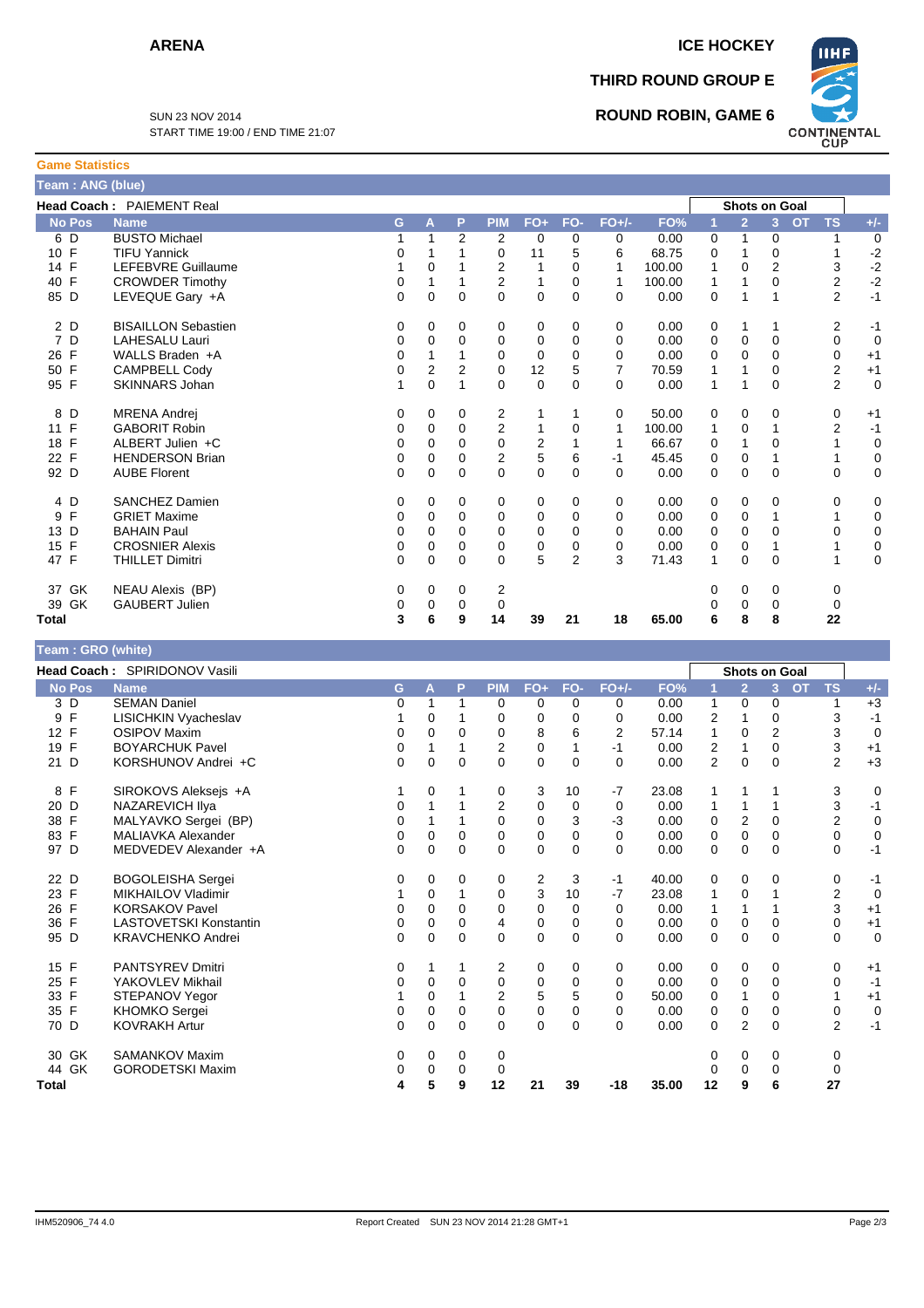**ARENA** | **ICE HOCKEY**

**THIRD ROUND GROUP E**

**ROUND ROBIN, GAME 6**

SUN 23 NOV 2014
START TIME 19:00 / END TIME 21:07

## Game Statistics

### Team : ANG (blue)

**Head Coach :** PAIEMENT Real

| No | Pos | Name | G | A | P | PIM | FO+ | FO- | FO+/- | FO% | Shots on Goal 1 | 2 | 3 | OT | TS | +/- |
|---|---|---|---|---|---|---|---|---|---|---|---|---|---|---|---|---|
| 6 | D | BUSTO Michael | 1 | 1 | 2 | 2 | 0 | 0 | 0 | 0.00 | 0 | 1 | 0 | | 1 | 0 |
| 10 | F | TIFU Yannick | 0 | 1 | 1 | 0 | 11 | 5 | 6 | 68.75 | 0 | 1 | 0 | | 1 | -2 |
| 14 | F | LEFEBVRE Guillaume | 1 | 0 | 1 | 2 | 1 | 0 | 1 | 100.00 | 1 | 0 | 2 | | 3 | -2 |
| 40 | F | CROWDER Timothy | 0 | 1 | 1 | 2 | 1 | 0 | 1 | 100.00 | 1 | 1 | 0 | | 2 | -2 |
| 85 | D | LEVEQUE Gary +A | 0 | 0 | 0 | 0 | 0 | 0 | 0 | 0.00 | 0 | 1 | 1 | | 2 | -1 |
| 2 | D | BISAILLON Sebastien | 0 | 0 | 0 | 0 | 0 | 0 | 0 | 0.00 | 0 | 1 | 1 | | 2 | -1 |
| 7 | D | LAHESALU Lauri | 0 | 0 | 0 | 0 | 0 | 0 | 0 | 0.00 | 0 | 0 | 0 | | 0 | 0 |
| 26 | F | WALLS Braden +A | 0 | 1 | 1 | 0 | 0 | 0 | 0 | 0.00 | 0 | 0 | 0 | | 0 | +1 |
| 50 | F | CAMPBELL Cody | 0 | 2 | 2 | 0 | 12 | 5 | 7 | 70.59 | 1 | 1 | 0 | | 2 | +1 |
| 95 | F | SKINNARS Johan | 1 | 0 | 1 | 0 | 0 | 0 | 0 | 0.00 | 1 | 1 | 0 | | 2 | 0 |
| 8 | D | MRENA Andrej | 0 | 0 | 0 | 2 | 1 | 1 | 0 | 50.00 | 0 | 0 | 0 | | 0 | +1 |
| 11 | F | GABORIT Robin | 0 | 0 | 0 | 2 | 1 | 0 | 1 | 100.00 | 1 | 0 | 1 | | 2 | -1 |
| 18 | F | ALBERT Julien +C | 0 | 0 | 0 | 0 | 2 | 1 | 1 | 66.67 | 0 | 1 | 0 | | 1 | 0 |
| 22 | F | HENDERSON Brian | 0 | 0 | 0 | 2 | 5 | 6 | -1 | 45.45 | 0 | 0 | 1 | | 1 | 0 |
| 92 | D | AUBE Florent | 0 | 0 | 0 | 0 | 0 | 0 | 0 | 0.00 | 0 | 0 | 0 | | 0 | 0 |
| 4 | D | SANCHEZ Damien | 0 | 0 | 0 | 0 | 0 | 0 | 0 | 0.00 | 0 | 0 | 0 | | 0 | 0 |
| 9 | F | GRIET Maxime | 0 | 0 | 0 | 0 | 0 | 0 | 0 | 0.00 | 0 | 0 | 1 | | 1 | 0 |
| 13 | D | BAHAIN Paul | 0 | 0 | 0 | 0 | 0 | 0 | 0 | 0.00 | 0 | 0 | 0 | | 0 | 0 |
| 15 | F | CROSNIER Alexis | 0 | 0 | 0 | 0 | 0 | 0 | 0 | 0.00 | 0 | 0 | 1 | | 1 | 0 |
| 47 | F | THILLET Dimitri | 0 | 0 | 0 | 0 | 5 | 2 | 3 | 71.43 | 1 | 0 | 0 | | 1 | 0 |
| 37 | GK | NEAU Alexis (BP) | 0 | 0 | 0 | 2 | | | | | 0 | 0 | 0 | | 0 | |
| 39 | GK | GAUBERT Julien | 0 | 0 | 0 | 0 | | | | | 0 | 0 | 0 | | 0 | |
| **Total** | | | **3** | **6** | **9** | **14** | **39** | **21** | **18** | **65.00** | **6** | **8** | **8** | | **22** | |

### Team : GRO (white)

**Head Coach :** SPIRIDONOV Vasili

| No | Pos | Name | G | A | P | PIM | FO+ | FO- | FO+/- | FO% | Shots on Goal 1 | 2 | 3 | OT | TS | +/- |
|---|---|---|---|---|---|---|---|---|---|---|---|---|---|---|---|---|
| 3 | D | SEMAN Daniel | 0 | 1 | 1 | 0 | 0 | 0 | 0 | 0.00 | 1 | 0 | 0 | | 1 | +3 |
| 9 | F | LISICHKIN Vyacheslav | 1 | 0 | 1 | 0 | 0 | 0 | 0 | 0.00 | 2 | 1 | 0 | | 3 | -1 |
| 12 | F | OSIPOV Maxim | 0 | 0 | 0 | 0 | 8 | 6 | 2 | 57.14 | 1 | 0 | 2 | | 3 | 0 |
| 19 | F | BOYARCHUK Pavel | 0 | 1 | 1 | 2 | 0 | 1 | -1 | 0.00 | 2 | 1 | 0 | | 3 | +1 |
| 21 | D | KORSHUNOV Andrei +C | 0 | 0 | 0 | 0 | 0 | 0 | 0 | 0.00 | 2 | 0 | 0 | | 2 | +3 |
| 8 | F | SIROKOVS Aleksejs +A | 1 | 0 | 1 | 0 | 3 | 10 | -7 | 23.08 | 1 | 1 | 1 | | 3 | 0 |
| 20 | D | NAZAREVICH Ilya | 0 | 1 | 1 | 2 | 0 | 0 | 0 | 0.00 | 1 | 1 | 1 | | 3 | -1 |
| 38 | F | MALYAVKO Sergei (BP) | 0 | 1 | 1 | 0 | 0 | 3 | -3 | 0.00 | 0 | 2 | 0 | | 2 | 0 |
| 83 | F | MALIAVKA Alexander | 0 | 0 | 0 | 0 | 0 | 0 | 0 | 0.00 | 0 | 0 | 0 | | 0 | 0 |
| 97 | D | MEDVEDEV Alexander +A | 0 | 0 | 0 | 0 | 0 | 0 | 0 | 0.00 | 0 | 0 | 0 | | 0 | -1 |
| 22 | D | BOGOLEISHA Sergei | 0 | 0 | 0 | 0 | 2 | 3 | -1 | 40.00 | 0 | 0 | 0 | | 0 | -1 |
| 23 | F | MIKHAILOV Vladimir | 1 | 0 | 1 | 0 | 3 | 10 | -7 | 23.08 | 1 | 0 | 1 | | 2 | 0 |
| 26 | F | KORSAKOV Pavel | 0 | 0 | 0 | 0 | 0 | 0 | 0 | 0.00 | 1 | 1 | 1 | | 3 | +1 |
| 36 | F | LASTOVETSKI Konstantin | 0 | 0 | 0 | 4 | 0 | 0 | 0 | 0.00 | 0 | 0 | 0 | | 0 | +1 |
| 95 | D | KRAVCHENKO Andrei | 0 | 0 | 0 | 0 | 0 | 0 | 0 | 0.00 | 0 | 0 | 0 | | 0 | 0 |
| 15 | F | PANTSYREV Dmitri | 0 | 1 | 1 | 2 | 0 | 0 | 0 | 0.00 | 0 | 0 | 0 | | 0 | +1 |
| 25 | F | YAKOVLEV Mikhail | 0 | 0 | 0 | 0 | 0 | 0 | 0 | 0.00 | 0 | 0 | 0 | | 0 | -1 |
| 33 | F | STEPANOV Yegor | 1 | 0 | 1 | 2 | 5 | 5 | 0 | 50.00 | 0 | 1 | 0 | | 1 | +1 |
| 35 | F | KHOMKO Sergei | 0 | 0 | 0 | 0 | 0 | 0 | 0 | 0.00 | 0 | 0 | 0 | | 0 | 0 |
| 70 | D | KOVRAKH Artur | 0 | 0 | 0 | 0 | 0 | 0 | 0 | 0.00 | 0 | 2 | 0 | | 2 | -1 |
| 30 | GK | SAMANKOV Maxim | 0 | 0 | 0 | 0 | | | | | 0 | 0 | 0 | | 0 | |
| 44 | GK | GORODETSKI Maxim | 0 | 0 | 0 | 0 | | | | | 0 | 0 | 0 | | 0 | |
| **Total** | | | **4** | **5** | **9** | **12** | **21** | **39** | **-18** | **35.00** | **12** | **9** | **6** | | **27** | |

IHM520906_74 4.0 — Report Created SUN 23 NOV 2014 21:28 GMT+1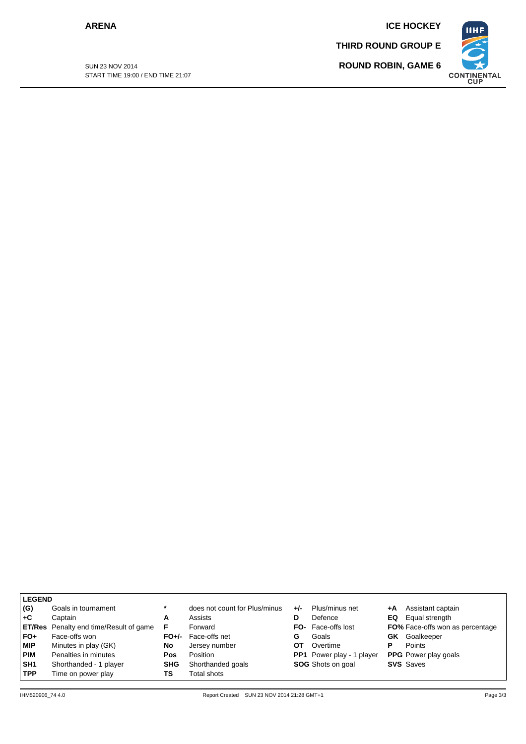**ARENA**

**ICE HOCKEY**

**THIRD ROUND GROUP E**

SUN 23 NOV 2014
START TIME 19:00 / END TIME 21:07

**ROUND ROBIN, GAME 6**

CONTINENTAL CUP

| **LEGEND** | | | | | | | |
|---|---|---|---|---|---|---|---|
| **(G)** Goals in tournament | | **\*** | does not count for Plus/minus | **+/-** | Plus/minus net | **+A** | Assistant captain |
| **+C** | Captain | **A** | Assists | **D** | Defence | **EQ** | Equal strength |
| **ET/Res** | Penalty end time/Result of game | **F** | Forward | **FO-** | Face-offs lost | **FO%** | Face-offs won as percentage |
| **FO+** | Face-offs won | **FO+/-** | Face-offs net | **G** | Goals | **GK** | Goalkeeper |
| **MIP** | Minutes in play (GK) | **No** | Jersey number | **OT** | Overtime | **P** | Points |
| **PIM** | Penalties in minutes | **Pos** | Position | **PP1** | Power play - 1 player | **PPG** | Power play goals |
| **SH1** | Shorthanded - 1 player | **SHG** | Shorthanded goals | **SOG** | Shots on goal | **SVS** | Saves |
| **TPP** | Time on power play | **TS** | Total shots | | | | |

IHM520906_74 4.0

Report Created SUN 23 NOV 2014 21:28 GMT+1